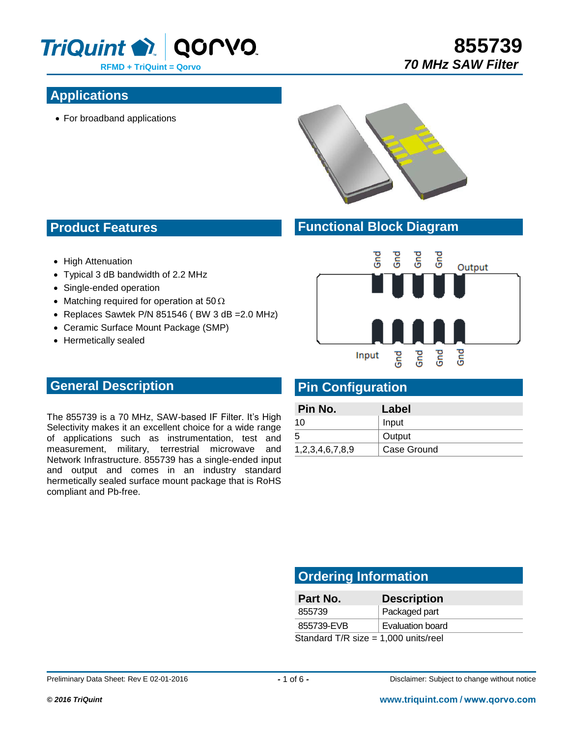# 855739

*70 MHz SAW Filter*

## Applications

- For broadband applications

## Product Features

- High Attenuation
- Typical 3 dB bandwidth of 2.2 MHz
- Single-ended operation
- Matching required for operation at 50 Ω
- Replaces Sawtek P/N 851546 ( BW 3 dB =2.0 MHz)
- Ceramic Surface Mount Package (SMP)
- Hermetically sealed

## Functional Block Diagram

## General Description

The 855739 is a 70 MHz, SAW-based IF Filter. It's High Selectivity makes it an excellent choice for a wide range of applications such as instrumentation, test and measurement, military, terrestrial microwave and Network Infrastructure. 855739 has a single-ended input and output and comes in an industry standard hermetically sealed surface mount package that is RoHS compliant and Pb-free.

## Pin Configuration

| Pin No. | Label |
|---|---|
| 10 | Input |
| 5 | Output |
| 1,2,3,4,6,7,8,9 | Case Ground |

## Ordering Information

| Part No. | Description |
|---|---|
| 855739 | Packaged part |
| 855739-EVB | Evaluation board |

Standard T/R size = 1,000 units/reel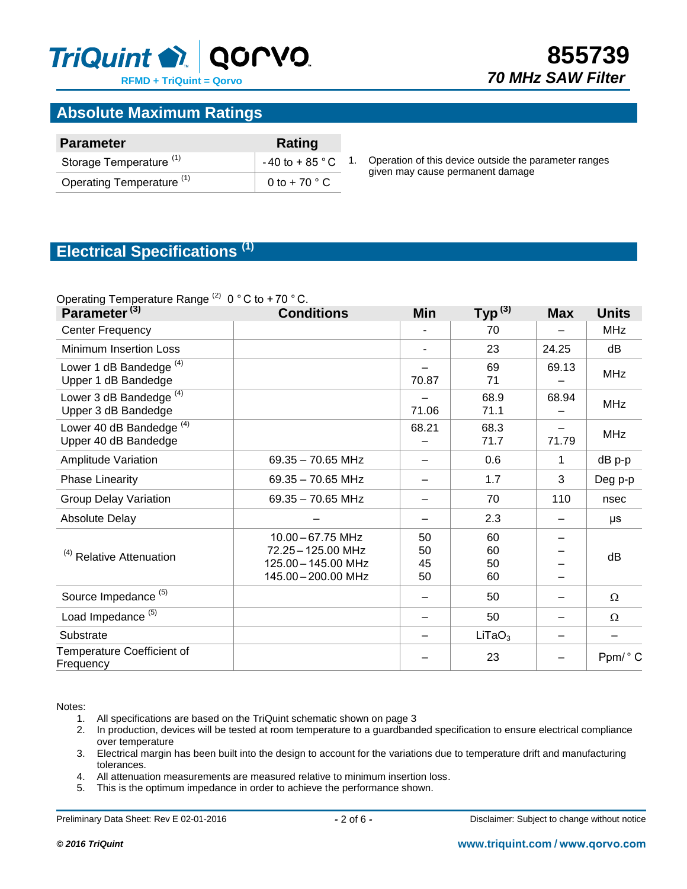## Absolute Maximum Ratings

| Parameter | Rating |
|---|---|
| Storage Temperature [1] | - 40 to + 85 ° C |
| Operating Temperature [1] | 0 to + 70 ° C |

1. Operation of this device outside the parameter ranges given may cause permanent damage

## Electrical Specifications [1]

Operating Temperature Range [2] 0 ° C to + 70 ° C.

| Parameter [3] | Conditions | Min | Typ [3] | Max | Units |
|---|---|---|---|---|---|
| Center Frequency | | - | 70 | – | MHz |
| Minimum Insertion Loss | | - | 23 | 24.25 | dB |
| Lower 1 dB Bandedge [4]<br>Upper 1 dB Bandedge | | –<br>70.87 | 69<br>71 | 69.13<br>– | MHz |
| Lower 3 dB Bandedge [4]<br>Upper 3 dB Bandedge | | –<br>71.06 | 68.9<br>71.1 | 68.94<br>– | MHz |
| Lower 40 dB Bandedge [4]<br>Upper 40 dB Bandedge | | 68.21<br>– | 68.3<br>71.7 | –<br>71.79 | MHz |
| Amplitude Variation | 69.35 – 70.65 MHz | – | 0.6 | 1 | dB p-p |
| Phase Linearity | 69.35 – 70.65 MHz | – | 1.7 | 3 | Deg p-p |
| Group Delay Variation | 69.35 – 70.65 MHz | – | 70 | 110 | nsec |
| Absolute Delay | – | – | 2.3 | – | µs |
| [4] Relative Attenuation | 10.00 – 67.75 MHz<br>72.25 – 125.00 MHz<br>125.00 – 145.00 MHz<br>145.00 – 200.00 MHz | 50<br>50<br>45<br>50 | 60<br>60<br>50<br>60 | –<br>–<br>–<br>– | dB |
| Source Impedance [5] | | – | 50 | – | Ω |
| Load Impedance [5] | | – | 50 | – | Ω |
| Substrate | | – | $LiTaO_3$ | – | – |
| Temperature Coefficient of Frequency | | – | 23 | – | Ppm/ ° C |

Notes:

1. All specifications are based on the TriQuint schematic shown on page 3
2. In production, devices will be tested at room temperature to a guardbanded specification to ensure electrical compliance over temperature
3. Electrical margin has been built into the design to account for the variations due to temperature drift and manufacturing tolerances.
4. All attenuation measurements are measured relative to minimum insertion loss.
5. This is the optimum impedance in order to achieve the performance shown.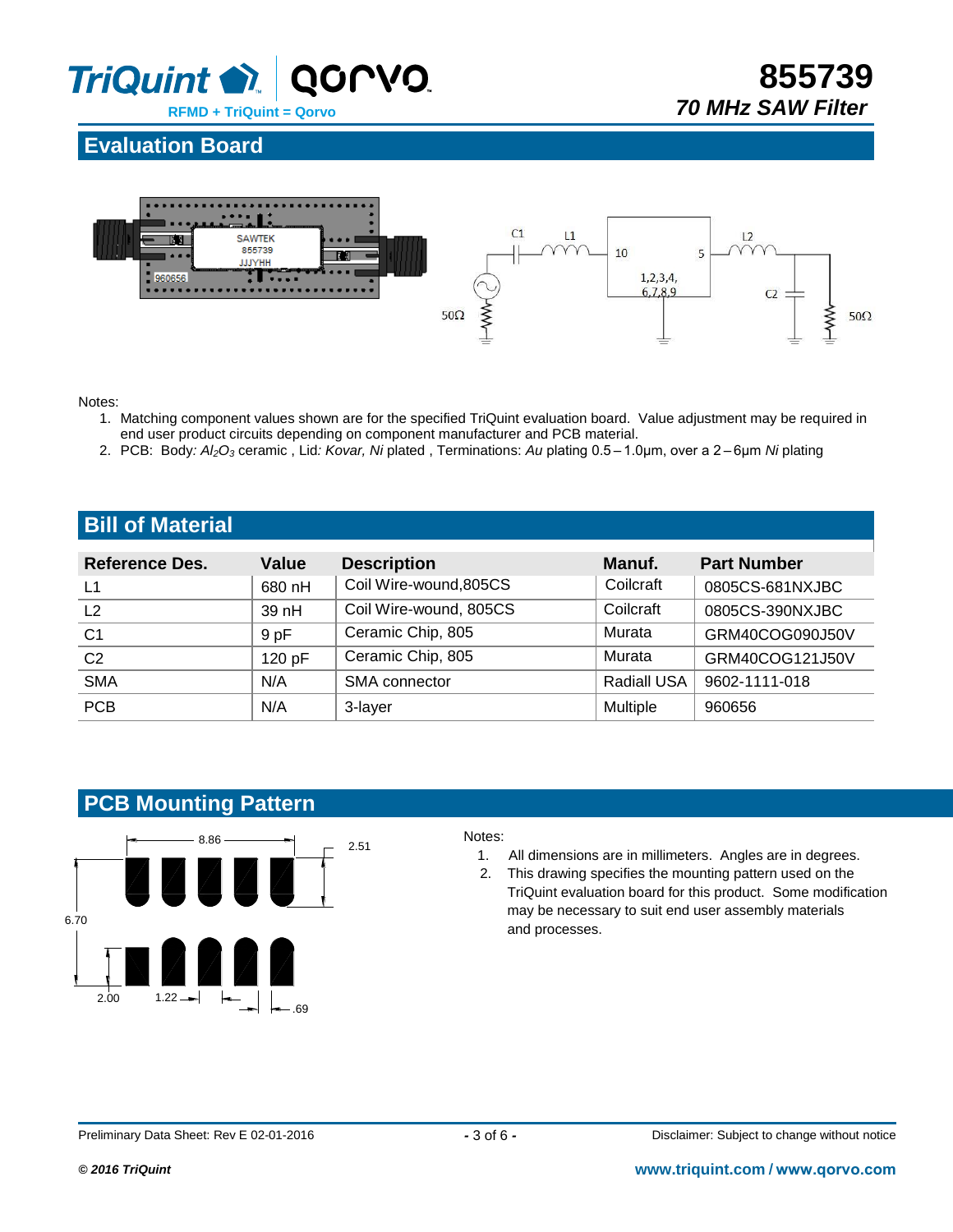## Evaluation Board

Notes:

1. Matching component values shown are for the specified TriQuint evaluation board. Value adjustment may be required in end user product circuits depending on component manufacturer and PCB material.
2. PCB: Body: $Al_2O_3$ ceramic , Lid: *Kovar, Ni* plated , Terminations: *Au* plating 0.5 – 1.0µm, over a 2 – 6µm *Ni* plating

## Bill of Material

| Reference Des. | Value | Description | Manuf. | Part Number |
|---|---|---|---|---|
| L1 | 680 nH | Coil Wire-wound,805CS | Coilcraft | 0805CS-681NXJBC |
| L2 | 39 nH | Coil Wire-wound, 805CS | Coilcraft | 0805CS-390NXJBC |
| C1 | 9 pF | Ceramic Chip, 805 | Murata | GRM40COG090J50V |
| C2 | 120 pF | Ceramic Chip, 805 | Murata | GRM40COG121J50V |
| SMA | N/A | SMA connector | Radiall USA | 9602-1111-018 |
| PCB | N/A | 3-layer | Multiple | 960656 |

## PCB Mounting Pattern

Notes:

1. All dimensions are in millimeters. Angles are in degrees.
2. This drawing specifies the mounting pattern used on the TriQuint evaluation board for this product. Some modification may be necessary to suit end user assembly materials and processes.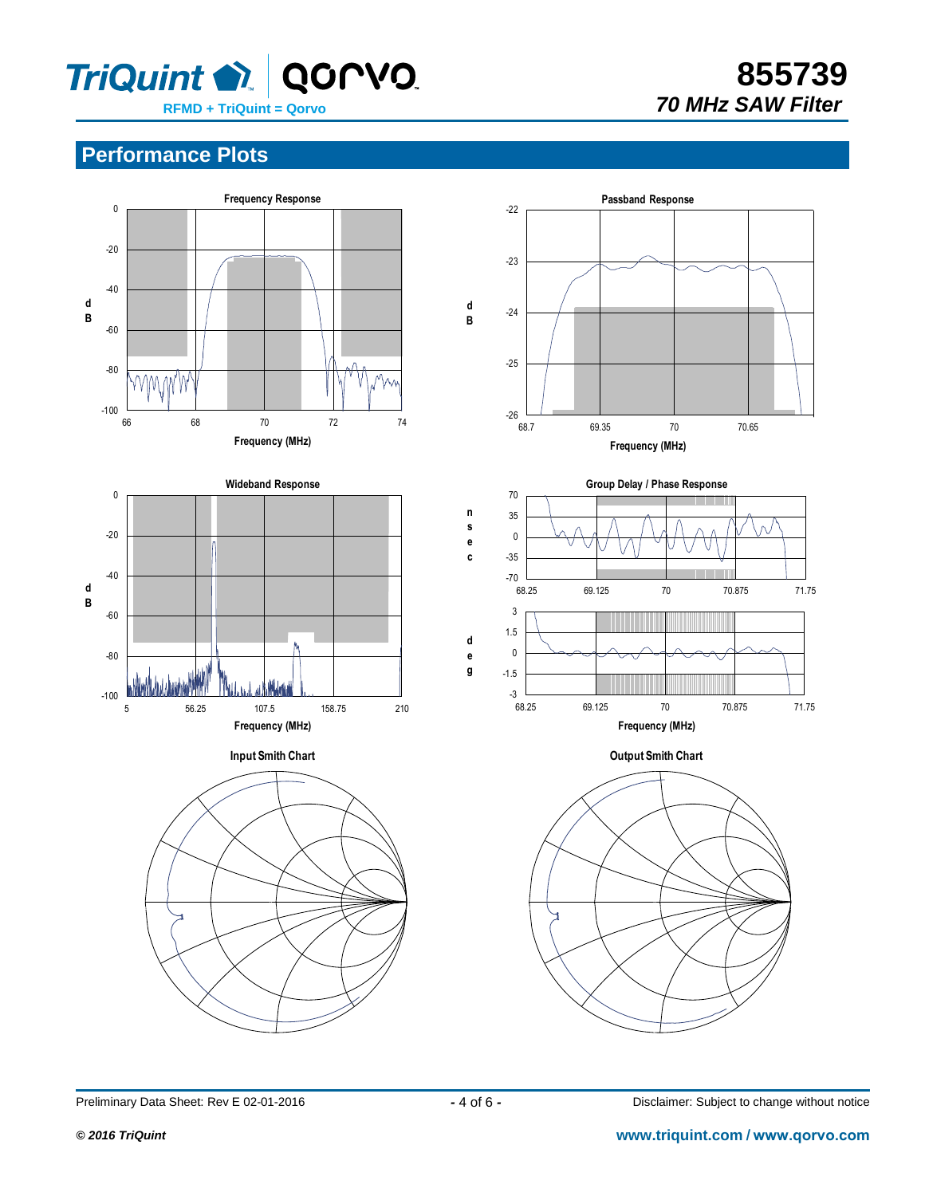## Performance Plots

**Frequency Response**

**Passband Response**

**Wideband Response**

**Group Delay / Phase Response**

**Input Smith Chart**

**Output Smith Chart**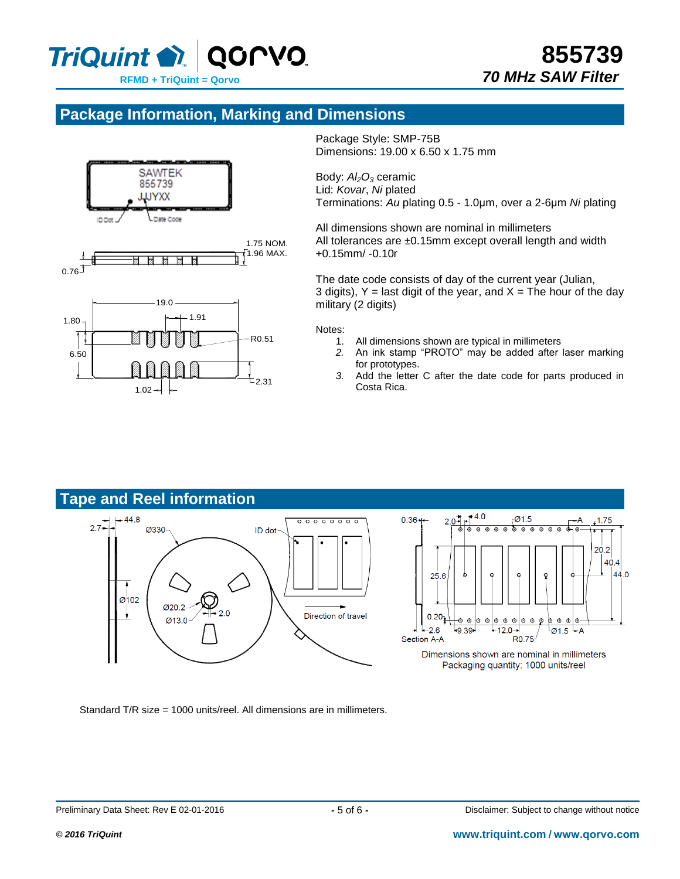## Package Information, Marking and Dimensions

Package Style: SMP-75B
Dimensions: 19.00 x 6.50 x 1.75 mm

Body: *$Al_2O_3$* ceramic
Lid: *Kovar*, *Ni* plated
Terminations: *Au* plating 0.5 - 1.0µm, over a 2-6µm *Ni* plating

All dimensions shown are nominal in millimeters
All tolerances are ±0.15mm except overall length and width +0.15mm/ -0.10r

The date code consists of day of the current year (Julian, 3 digits), Y = last digit of the year, and X = The hour of the day military (2 digits)

Notes:

1. All dimensions shown are typical in millimeters
2. An ink stamp "PROTO" may be added after laser marking for prototypes.
3. Add the letter C after the date code for parts produced in Costa Rica.

## Tape and Reel information

Dimensions shown are nominal in millimeters
Packaging quantity: 1000 units/reel

Standard T/R size = 1000 units/reel. All dimensions are in millimeters.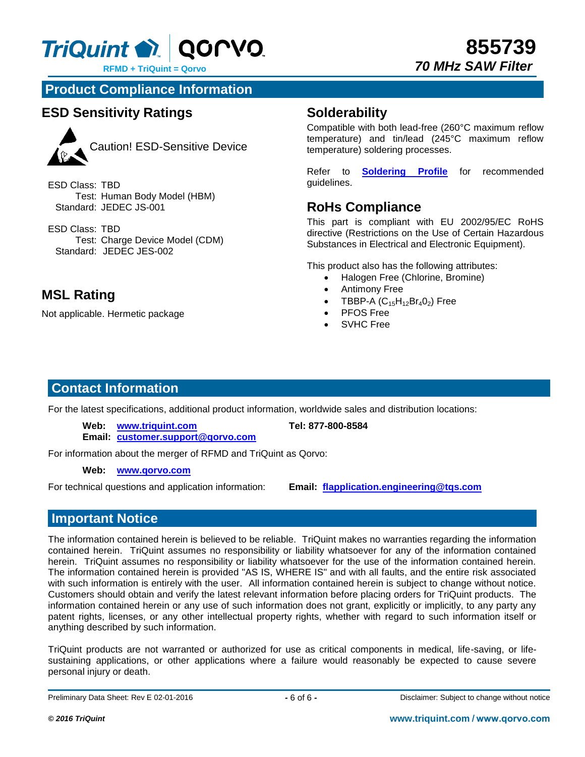## Product Compliance Information

### ESD Sensitivity Ratings

Caution! ESD-Sensitive Device

ESD Class: TBD
Test: Human Body Model (HBM)
Standard: JEDEC JS-001

ESD Class: TBD
Test: Charge Device Model (CDM)
Standard: JEDEC JES-002

### MSL Rating

Not applicable. Hermetic package

### Solderability

Compatible with both lead-free (260°C maximum reflow temperature) and tin/lead (245°C maximum reflow temperature) soldering processes.

Refer to **Soldering Profile** for recommended guidelines.

### RoHs Compliance

This part is compliant with EU 2002/95/EC RoHS directive (Restrictions on the Use of Certain Hazardous Substances in Electrical and Electronic Equipment).

This product also has the following attributes:

- Halogen Free (Chlorine, Bromine)
- Antimony Free
- TBBP-A ($C_{15}H_{12}Br_{4}0_{2}$) Free
- PFOS Free
- SVHC Free

## Contact Information

For the latest specifications, additional product information, worldwide sales and distribution locations:

**Web:** www.triquint.com **Tel: 877-800-8584**
**Email:** customer.support@qorvo.com

For information about the merger of RFMD and TriQuint as Qorvo:

**Web:** www.qorvo.com

For technical questions and application information: **Email:** flapplication.engineering@tqs.com

## Important Notice

The information contained herein is believed to be reliable. TriQuint makes no warranties regarding the information contained herein. TriQuint assumes no responsibility or liability whatsoever for any of the information contained herein. TriQuint assumes no responsibility or liability whatsoever for the use of the information contained herein. The information contained herein is provided "AS IS, WHERE IS" and with all faults, and the entire risk associated with such information is entirely with the user. All information contained herein is subject to change without notice. Customers should obtain and verify the latest relevant information before placing orders for TriQuint products. The information contained herein or any use of such information does not grant, explicitly or implicitly, to any party any patent rights, licenses, or any other intellectual property rights, whether with regard to such information itself or anything described by such information.

TriQuint products are not warranted or authorized for use as critical components in medical, life-saving, or life-sustaining applications, or other applications where a failure would reasonably be expected to cause severe personal injury or death.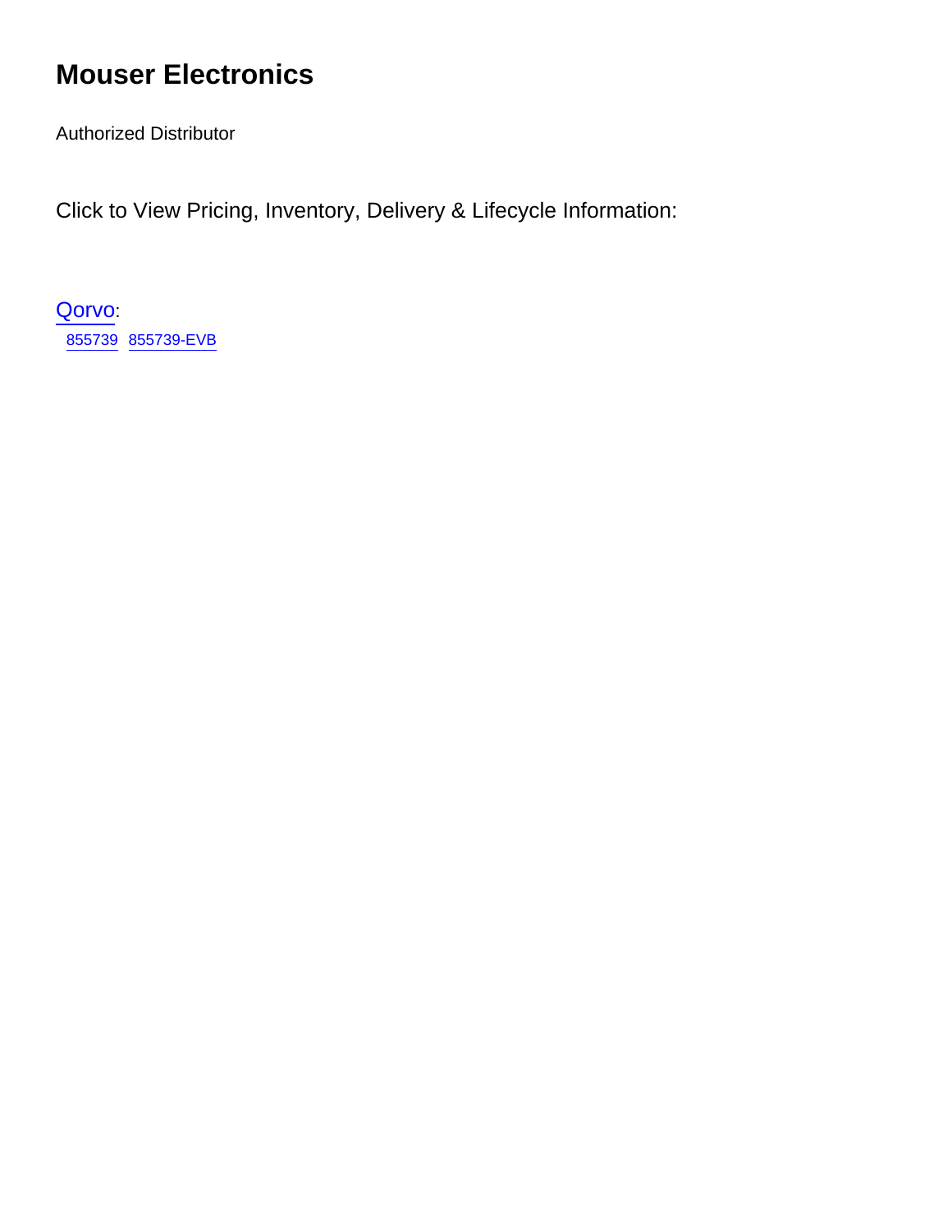# Mouser Electronics

Authorized Distributor

Click to View Pricing, Inventory, Delivery & Lifecycle Information:

Qorvo:

855739 855739-EVB